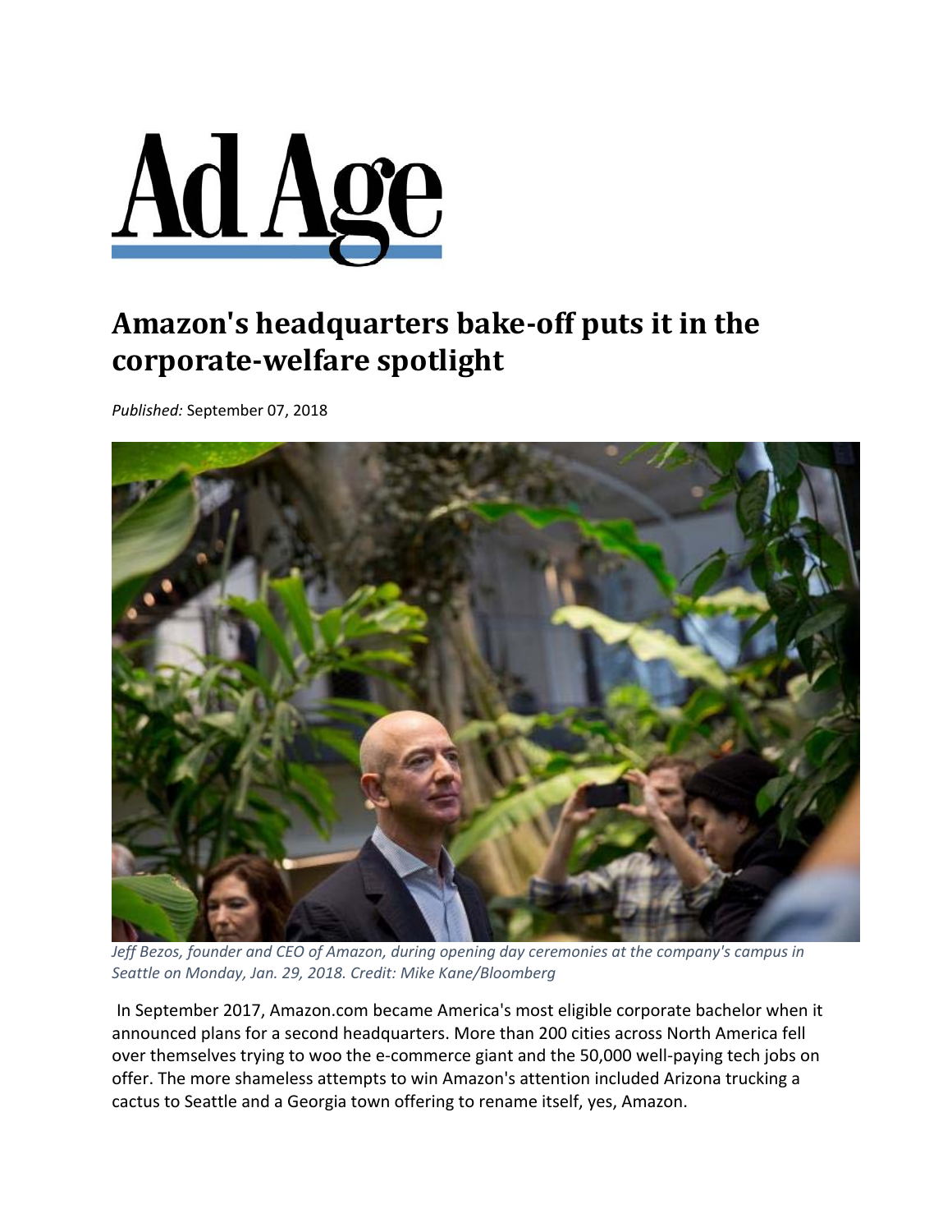# Ad Age

## Amazon's headquarters bake-off puts it in the corporate-welfare spotlight

*Published:* September 07, 2018

*Jeff Bezos, founder and CEO of Amazon, during opening day ceremonies at the company's campus in Seattle on Monday, Jan. 29, 2018. Credit: Mike Kane/Bloomberg*

In September 2017, Amazon.com became America's most eligible corporate bachelor when it announced plans for a second headquarters. More than 200 cities across North America fell over themselves trying to woo the e-commerce giant and the 50,000 well-paying tech jobs on offer. The more shameless attempts to win Amazon's attention included Arizona trucking a cactus to Seattle and a Georgia town offering to rename itself, yes, Amazon.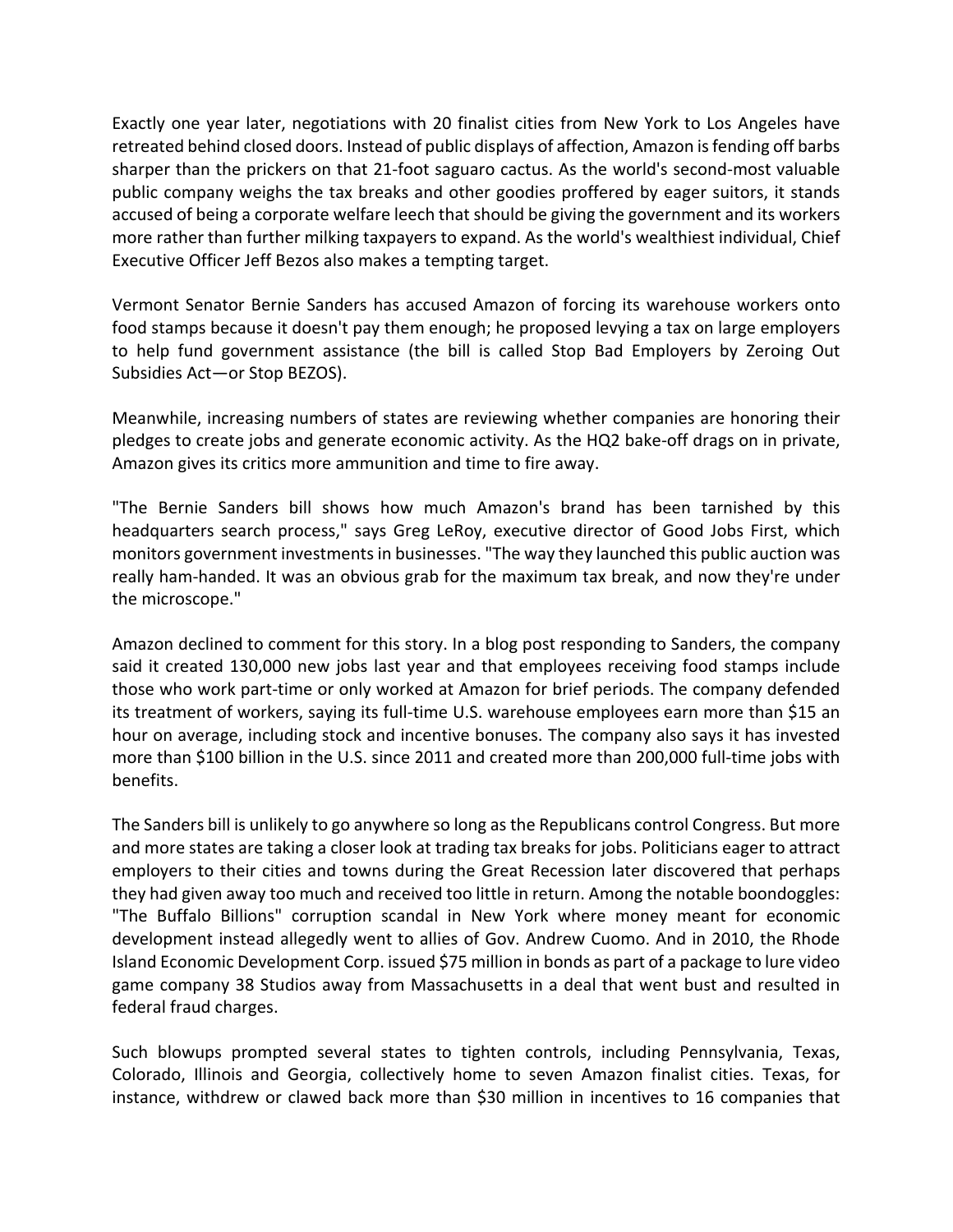Exactly one year later, negotiations with 20 finalist cities from New York to Los Angeles have retreated behind closed doors. Instead of public displays of affection, Amazon is fending off barbs sharper than the prickers on that 21-foot saguaro cactus. As the world's second-most valuable public company weighs the tax breaks and other goodies proffered by eager suitors, it stands accused of being a corporate welfare leech that should be giving the government and its workers more rather than further milking taxpayers to expand. As the world's wealthiest individual, Chief Executive Officer Jeff Bezos also makes a tempting target.

Vermont Senator Bernie Sanders has accused Amazon of forcing its warehouse workers onto food stamps because it doesn't pay them enough; he proposed levying a tax on large employers to help fund government assistance (the bill is called Stop Bad Employers by Zeroing Out Subsidies Act—or Stop BEZOS).

Meanwhile, increasing numbers of states are reviewing whether companies are honoring their pledges to create jobs and generate economic activity. As the HQ2 bake-off drags on in private, Amazon gives its critics more ammunition and time to fire away.

"The Bernie Sanders bill shows how much Amazon's brand has been tarnished by this headquarters search process," says Greg LeRoy, executive director of Good Jobs First, which monitors government investments in businesses. "The way they launched this public auction was really ham-handed. It was an obvious grab for the maximum tax break, and now they're under the microscope."

Amazon declined to comment for this story. In a blog post responding to Sanders, the company said it created 130,000 new jobs last year and that employees receiving food stamps include those who work part-time or only worked at Amazon for brief periods. The company defended its treatment of workers, saying its full-time U.S. warehouse employees earn more than $15 an hour on average, including stock and incentive bonuses. The company also says it has invested more than $100 billion in the U.S. since 2011 and created more than 200,000 full-time jobs with benefits.

The Sanders bill is unlikely to go anywhere so long as the Republicans control Congress. But more and more states are taking a closer look at trading tax breaks for jobs. Politicians eager to attract employers to their cities and towns during the Great Recession later discovered that perhaps they had given away too much and received too little in return. Among the notable boondoggles: "The Buffalo Billions" corruption scandal in New York where money meant for economic development instead allegedly went to allies of Gov. Andrew Cuomo. And in 2010, the Rhode Island Economic Development Corp. issued $75 million in bonds as part of a package to lure video game company 38 Studios away from Massachusetts in a deal that went bust and resulted in federal fraud charges.

Such blowups prompted several states to tighten controls, including Pennsylvania, Texas, Colorado, Illinois and Georgia, collectively home to seven Amazon finalist cities. Texas, for instance, withdrew or clawed back more than $30 million in incentives to 16 companies that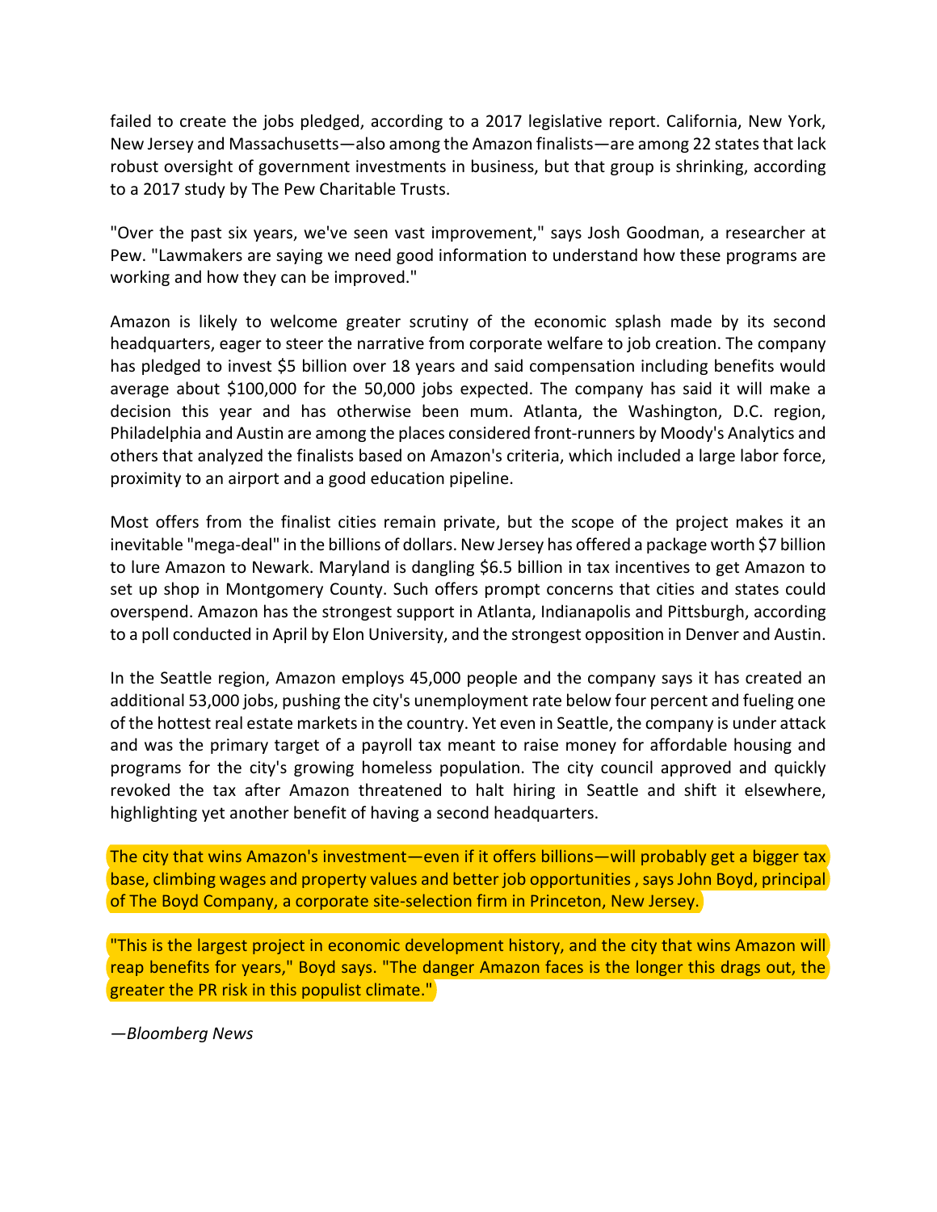failed to create the jobs pledged, according to a 2017 legislative report. California, New York, New Jersey and Massachusetts—also among the Amazon finalists—are among 22 states that lack robust oversight of government investments in business, but that group is shrinking, according to a 2017 study by The Pew Charitable Trusts.

"Over the past six years, we've seen vast improvement," says Josh Goodman, a researcher at Pew. "Lawmakers are saying we need good information to understand how these programs are working and how they can be improved."

Amazon is likely to welcome greater scrutiny of the economic splash made by its second headquarters, eager to steer the narrative from corporate welfare to job creation. The company has pledged to invest $5 billion over 18 years and said compensation including benefits would average about $100,000 for the 50,000 jobs expected. The company has said it will make a decision this year and has otherwise been mum. Atlanta, the Washington, D.C. region, Philadelphia and Austin are among the places considered front-runners by Moody's Analytics and others that analyzed the finalists based on Amazon's criteria, which included a large labor force, proximity to an airport and a good education pipeline.

Most offers from the finalist cities remain private, but the scope of the project makes it an inevitable "mega-deal" in the billions of dollars. New Jersey has offered a package worth $7 billion to lure Amazon to Newark. Maryland is dangling $6.5 billion in tax incentives to get Amazon to set up shop in Montgomery County. Such offers prompt concerns that cities and states could overspend. Amazon has the strongest support in Atlanta, Indianapolis and Pittsburgh, according to a poll conducted in April by Elon University, and the strongest opposition in Denver and Austin.

In the Seattle region, Amazon employs 45,000 people and the company says it has created an additional 53,000 jobs, pushing the city's unemployment rate below four percent and fueling one of the hottest real estate markets in the country. Yet even in Seattle, the company is under attack and was the primary target of a payroll tax meant to raise money for affordable housing and programs for the city's growing homeless population. The city council approved and quickly revoked the tax after Amazon threatened to halt hiring in Seattle and shift it elsewhere, highlighting yet another benefit of having a second headquarters.

The city that wins Amazon's investment—even if it offers billions—will probably get a bigger tax base, climbing wages and property values and better job opportunities , says John Boyd, principal of The Boyd Company, a corporate site-selection firm in Princeton, New Jersey.

"This is the largest project in economic development history, and the city that wins Amazon will reap benefits for years," Boyd says. "The danger Amazon faces is the longer this drags out, the greater the PR risk in this populist climate."

*—Bloomberg News*